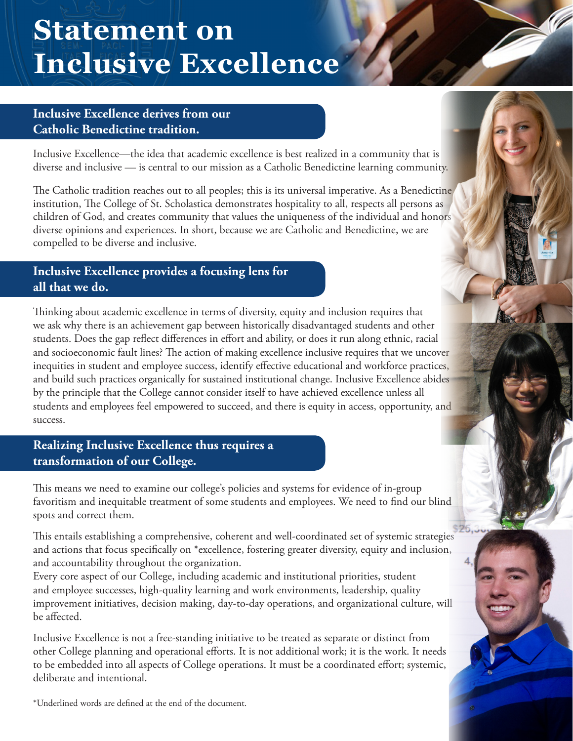# Statement on Inclusive Excellence

## Inclusive Excellence derives from our Catholic Benedictine tradition.

Inclusive Excellence—the idea that academic excellence is best realized in a community that is diverse and inclusive — is central to our mission as a Catholic Benedictine learning community.

The Catholic tradition reaches out to all peoples; this is its universal imperative. As a Benedictine institution, The College of St. Scholastica demonstrates hospitality to all, respects all persons as children of God, and creates community that values the uniqueness of the individual and honors diverse opinions and experiences. In short, because we are Catholic and Benedictine, we are compelled to be diverse and inclusive.

## Inclusive Excellence provides a focusing lens for all that we do.

Thinking about academic excellence in terms of diversity, equity and inclusion requires that we ask why there is an achievement gap between historically disadvantaged students and other students. Does the gap reflect differences in effort and ability, or does it run along ethnic, racial and socioeconomic fault lines? The action of making excellence inclusive requires that we uncover inequities in student and employee success, identify effective educational and workforce practices, and build such practices organically for sustained institutional change. Inclusive Excellence abides by the principle that the College cannot consider itself to have achieved excellence unless all students and employees feel empowered to succeed, and there is equity in access, opportunity, and success.

## Realizing Inclusive Excellence thus requires a transformation of our College.

This means we need to examine our college's policies and systems for evidence of in-group favoritism and inequitable treatment of some students and employees. We need to find our blind spots and correct them.

This entails establishing a comprehensive, coherent and well-coordinated set of systemic strategies and actions that focus specifically on *excellence, fostering greater diversity, equity and inclusion, and accountability throughout the organization.
Every core aspect of our College, including academic and institutional priorities, student and employee successes, high-quality learning and work environments, leadership, quality improvement initiatives, decision making, day-to-day operations, and organizational culture, will be affected.

Inclusive Excellence is not a free-standing initiative to be treated as separate or distinct from other College planning and operational efforts. It is not additional work; it is the work. It needs to be embedded into all aspects of College operations. It must be a coordinated effort; systemic, deliberate and intentional.

*Underlined words are defined at the end of the document.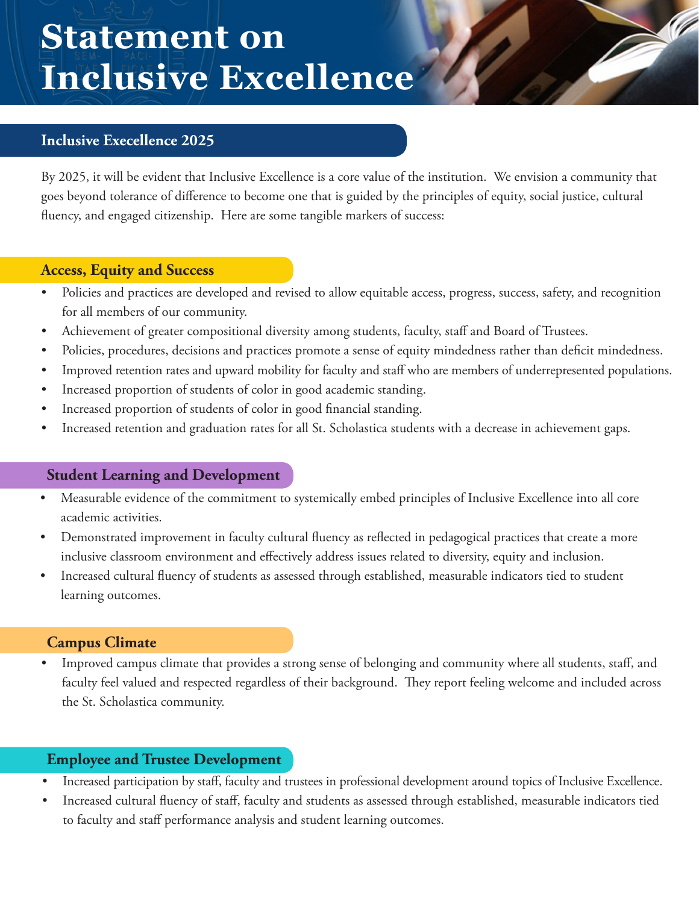# Statement on Inclusive Excellence

## Inclusive Execellence 2025

By 2025, it will be evident that Inclusive Excellence is a core value of the institution. We envision a community that goes beyond tolerance of difference to become one that is guided by the principles of equity, social justice, cultural fluency, and engaged citizenship. Here are some tangible markers of success:

### Access, Equity and Success

- Policies and practices are developed and revised to allow equitable access, progress, success, safety, and recognition for all members of our community.
- Achievement of greater compositional diversity among students, faculty, staff and Board of Trustees.
- Policies, procedures, decisions and practices promote a sense of equity mindedness rather than deficit mindedness.
- Improved retention rates and upward mobility for faculty and staff who are members of underrepresented populations.
- Increased proportion of students of color in good academic standing.
- Increased proportion of students of color in good financial standing.
- Increased retention and graduation rates for all St. Scholastica students with a decrease in achievement gaps.

### Student Learning and Development

- Measurable evidence of the commitment to systemically embed principles of Inclusive Excellence into all core academic activities.
- Demonstrated improvement in faculty cultural fluency as reflected in pedagogical practices that create a more inclusive classroom environment and effectively address issues related to diversity, equity and inclusion.
- Increased cultural fluency of students as assessed through established, measurable indicators tied to student learning outcomes.

### Campus Climate

- Improved campus climate that provides a strong sense of belonging and community where all students, staff, and faculty feel valued and respected regardless of their background. They report feeling welcome and included across the St. Scholastica community.

### Employee and Trustee Development

- Increased participation by staff, faculty and trustees in professional development around topics of Inclusive Excellence.
- Increased cultural fluency of staff, faculty and students as assessed through established, measurable indicators tied to faculty and staff performance analysis and student learning outcomes.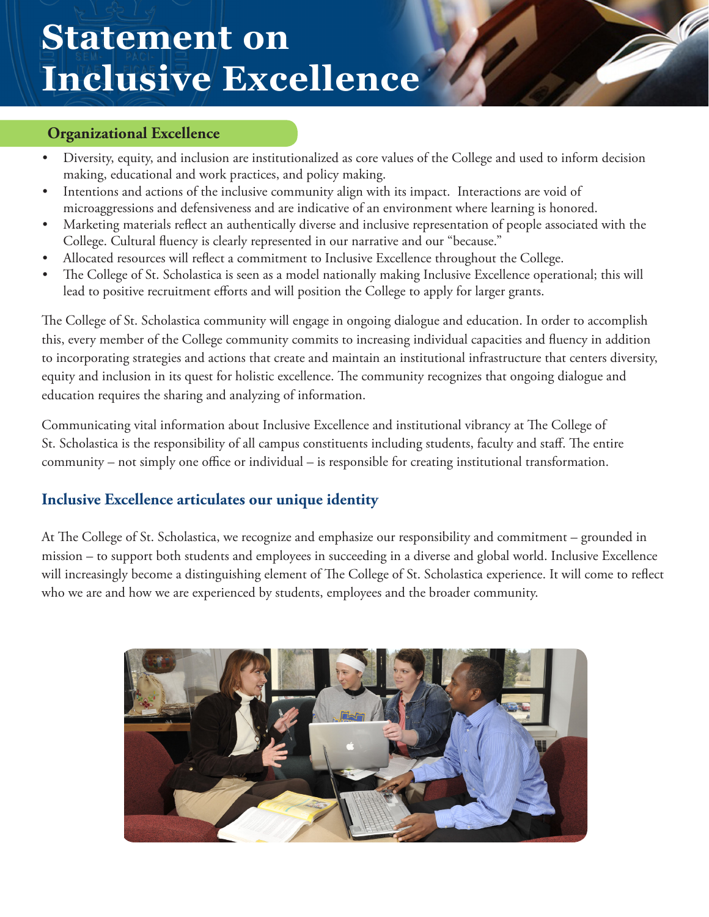# Statement on Inclusive Excellence

## Organizational Excellence

- Diversity, equity, and inclusion are institutionalized as core values of the College and used to inform decision making, educational and work practices, and policy making.
- Intentions and actions of the inclusive community align with its impact. Interactions are void of microaggressions and defensiveness and are indicative of an environment where learning is honored.
- Marketing materials reflect an authentically diverse and inclusive representation of people associated with the College. Cultural fluency is clearly represented in our narrative and our "because."
- Allocated resources will reflect a commitment to Inclusive Excellence throughout the College.
- The College of St. Scholastica is seen as a model nationally making Inclusive Excellence operational; this will lead to positive recruitment efforts and will position the College to apply for larger grants.

The College of St. Scholastica community will engage in ongoing dialogue and education. In order to accomplish this, every member of the College community commits to increasing individual capacities and fluency in addition to incorporating strategies and actions that create and maintain an institutional infrastructure that centers diversity, equity and inclusion in its quest for holistic excellence. The community recognizes that ongoing dialogue and education requires the sharing and analyzing of information.

Communicating vital information about Inclusive Excellence and institutional vibrancy at The College of St. Scholastica is the responsibility of all campus constituents including students, faculty and staff. The entire community – not simply one office or individual – is responsible for creating institutional transformation.

## Inclusive Excellence articulates our unique identity

At The College of St. Scholastica, we recognize and emphasize our responsibility and commitment – grounded in mission – to support both students and employees in succeeding in a diverse and global world. Inclusive Excellence will increasingly become a distinguishing element of The College of St. Scholastica experience. It will come to reflect who we are and how we are experienced by students, employees and the broader community.